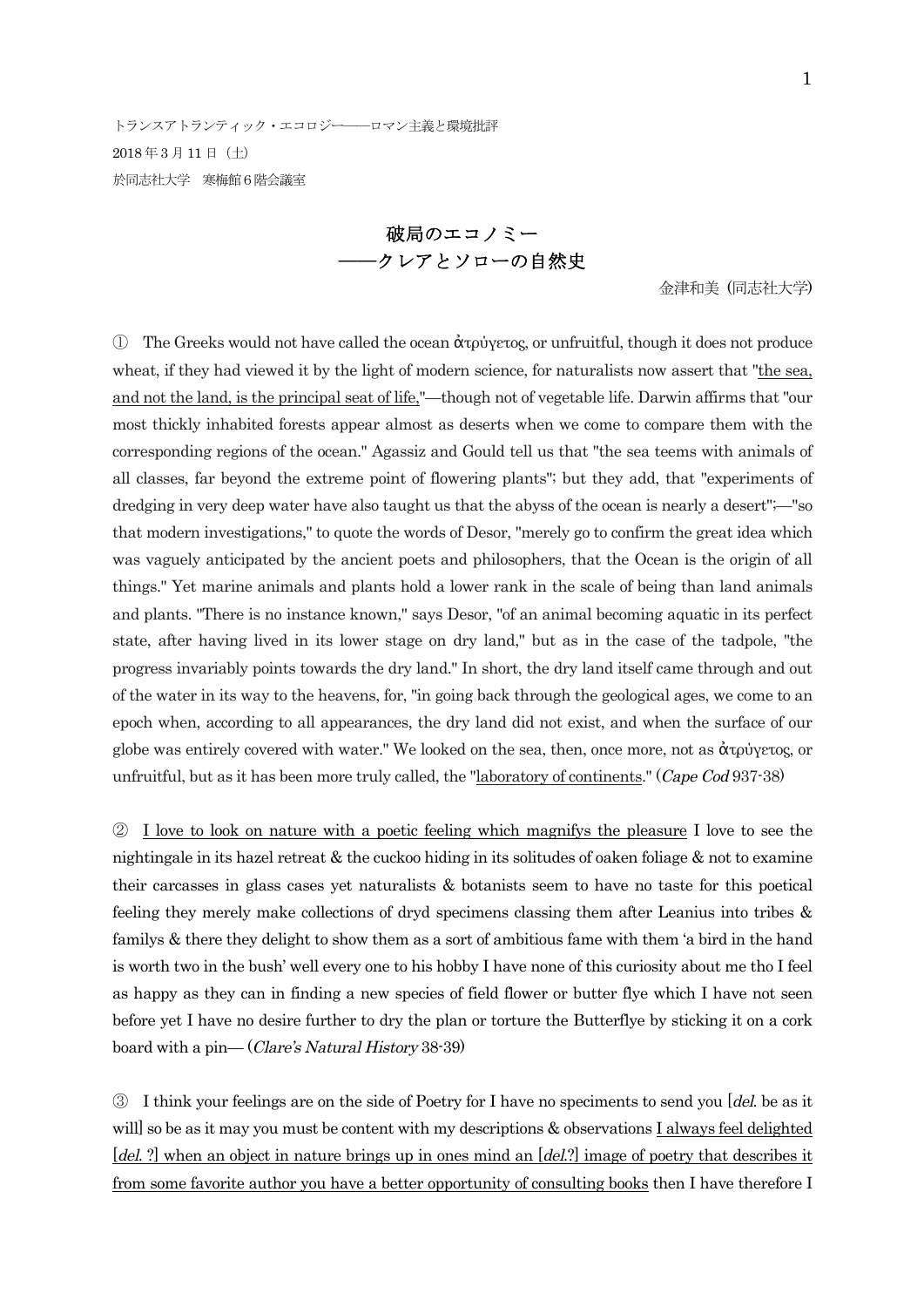トランスアトランティック・エコロジー――ロマン主義と環境批評
2018 年 3 月 11 日（土）
於同志社大学　寒梅館６階会議室

# 破局のエコノミー
# ――クレアとソローの自然史

金津和美（同志社大学）

① The Greeks would not have called the ocean ἀτρύγετος, or unfruitful, though it does not produce wheat, if they had viewed it by the light of modern science, for naturalists now assert that "<u>the sea, and not the land, is the principal seat of life,</u>"—though not of vegetable life. Darwin affirms that "our most thickly inhabited forests appear almost as deserts when we come to compare them with the corresponding regions of the ocean." Agassiz and Gould tell us that "the sea teems with animals of all classes, far beyond the extreme point of flowering plants"; but they add, that "experiments of dredging in very deep water have also taught us that the abyss of the ocean is nearly a desert";—"so that modern investigations," to quote the words of Desor, "merely go to confirm the great idea which was vaguely anticipated by the ancient poets and philosophers, that the Ocean is the origin of all things." Yet marine animals and plants hold a lower rank in the scale of being than land animals and plants. "There is no instance known," says Desor, "of an animal becoming aquatic in its perfect state, after having lived in its lower stage on dry land," but as in the case of the tadpole, "the progress invariably points towards the dry land." In short, the dry land itself came through and out of the water in its way to the heavens, for, "in going back through the geological ages, we come to an epoch when, according to all appearances, the dry land did not exist, and when the surface of our globe was entirely covered with water." We looked on the sea, then, once more, not as ἀτρύγετος, or unfruitful, but as it has been more truly called, the "<u>laboratory of continents</u>." (*Cape Cod* 937-38)

② <u>I love to look on nature with a poetic feeling which magnifys the pleasure</u> I love to see the nightingale in its hazel retreat & the cuckoo hiding in its solitudes of oaken foliage & not to examine their carcasses in glass cases yet naturalists & botanists seem to have no taste for this poetical feeling they merely make collections of dryd specimens classing them after Leanius into tribes & familys & there they delight to show them as a sort of ambitious fame with them 'a bird in the hand is worth two in the bush' well every one to his hobby I have none of this curiosity about me tho I feel as happy as they can in finding a new species of field flower or butter flye which I have not seen before yet I have no desire further to dry the plan or torture the Butterflye by sticking it on a cork board with a pin— (*Clare's Natural History* 38-39)

③ I think your feelings are on the side of Poetry for I have no speciments to send you [*del.* be as it will] so be as it may you must be content with my descriptions & observations <u>I always feel delighted [*del.* ?] when an object in nature brings up in ones mind an [*del.*?] image of poetry that describes it from some favorite author you have a better opportunity of consulting books</u> then I have therefore I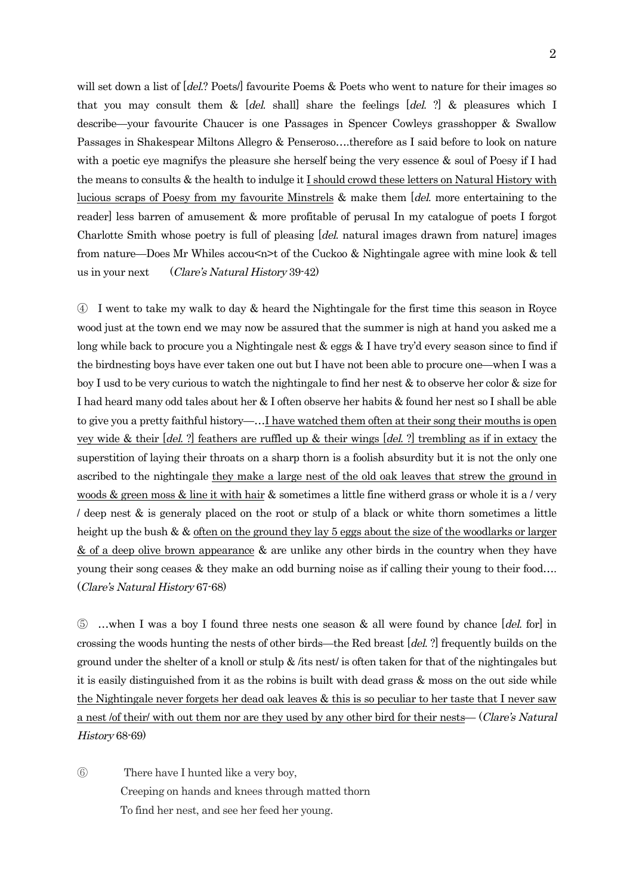will set down a list of [*del.*? Poets/] favourite Poems & Poets who went to nature for their images so that you may consult them & [*del.* shall] share the feelings [*del.* ?] & pleasures which I describe—your favourite Chaucer is one Passages in Spencer Cowleys grasshopper & Swallow Passages in Shakespear Miltons Allegro & Penseroso….therefore as I said before to look on nature with a poetic eye magnifys the pleasure she herself being the very essence & soul of Poesy if I had the means to consults & the health to indulge it <u>I should crowd these letters on Natural History with lucious scraps of Poesy from my favourite Minstrels</u> & make them [*del.* more entertaining to the reader] less barren of amusement & more profitable of perusal In my catalogue of poets I forgot Charlotte Smith whose poetry is full of pleasing [*del.* natural images drawn from nature] images from nature—Does Mr Whiles accou<n>t of the Cuckoo & Nightingale agree with mine look & tell us in your next (*Clare's Natural History* 39-42)

④ I went to take my walk to day & heard the Nightingale for the first time this season in Royce wood just at the town end we may now be assured that the summer is nigh at hand you asked me a long while back to procure you a Nightingale nest & eggs & I have try'd every season since to find if the birdnesting boys have ever taken one out but I have not been able to procure one—when I was a boy I usd to be very curious to watch the nightingale to find her nest & to observe her color & size for I had heard many odd tales about her & I often observe her habits & found her nest so I shall be able to give you a pretty faithful history—…<u>I have watched them often at their song their mouths is open vey wide & their [*del.* ?] feathers are ruffled up & their wings [*del.* ?] trembling as if in extacy</u> the superstition of laying their throats on a sharp thorn is a foolish absurdity but it is not the only one ascribed to the nightingale <u>they make a large nest of the old oak leaves that strew the ground in woods & green moss & line it with hair</u> & sometimes a little fine witherd grass or whole it is a / very / deep nest & is generaly placed on the root or stulp of a black or white thorn sometimes a little height up the bush & & <u>often on the ground they lay 5 eggs about the size of the woodlarks or larger & of a deep olive brown appearance</u> & are unlike any other birds in the country when they have young their song ceases & they make an odd burning noise as if calling their young to their food…. (*Clare's Natural History* 67-68)

⑤ …when I was a boy I found three nests one season & all were found by chance [*del.* for] in crossing the woods hunting the nests of other birds—the Red breast [*del.* ?] frequently builds on the ground under the shelter of a knoll or stulp & /its nest/ is often taken for that of the nightingales but it is easily distinguished from it as the robins is built with dead grass & moss on the out side while <u>the Nightingale never forgets her dead oak leaves & this is so peculiar to her taste that I never saw a nest /of their/ with out them nor are they used by any other bird for their nests</u>— (*Clare's Natural History* 68-69)

⑥ There have I hunted like a very boy,
Creeping on hands and knees through matted thorn
To find her nest, and see her feed her young.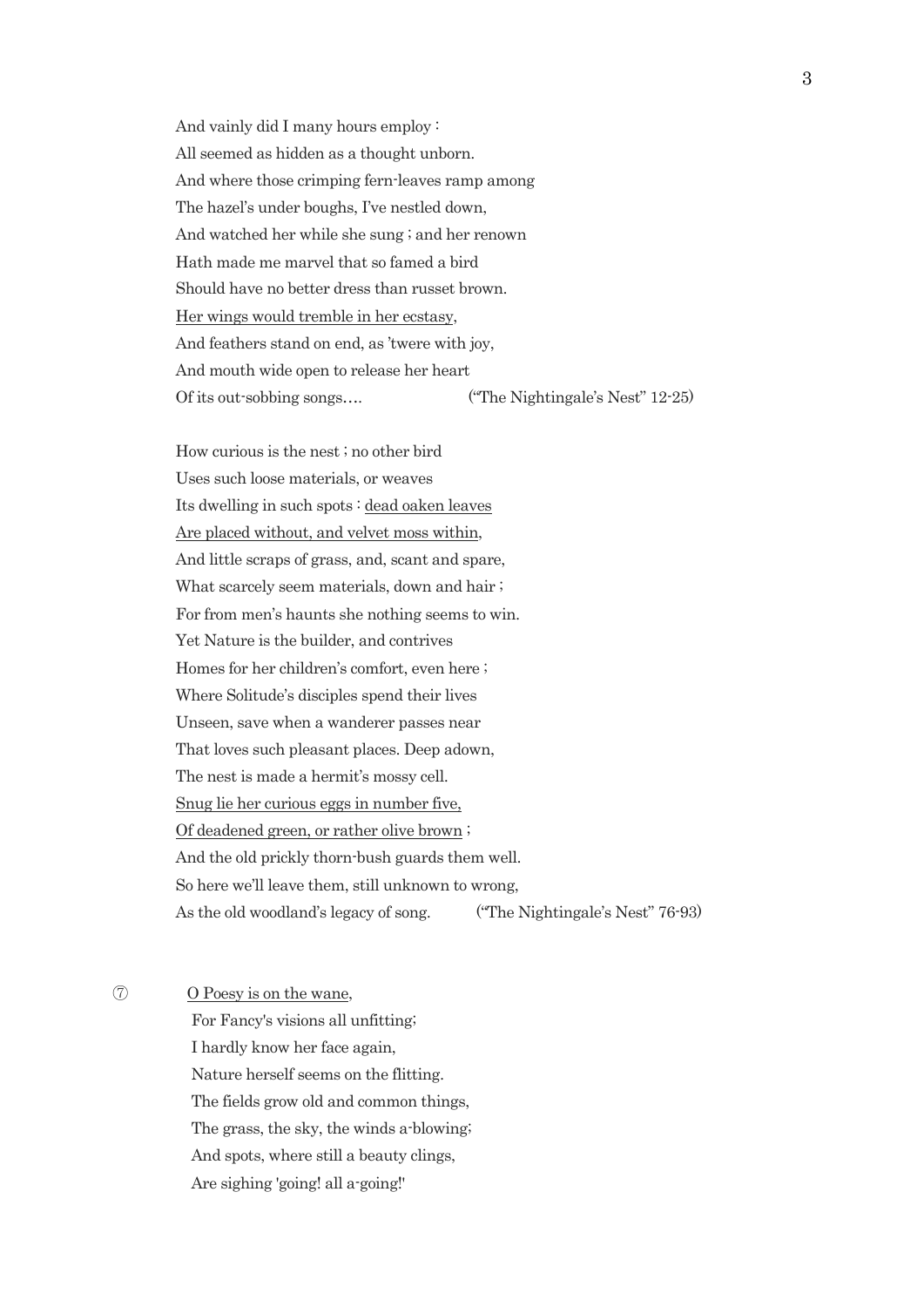And vainly did I many hours employ :  
All seemed as hidden as a thought unborn.  
And where those crimping fern-leaves ramp among  
The hazel's under boughs, I've nestled down,  
And watched her while she sung ; and her renown  
Hath made me marvel that so famed a bird  
Should have no better dress than russet brown.  
<u>Her wings would tremble in her ecstasy</u>,  
And feathers stand on end, as 'twere with joy,  
And mouth wide open to release her heart  
Of its out-sobbing songs…. ("The Nightingale's Nest" 12-25)

How curious is the nest ; no other bird  
Uses such loose materials, or weaves  
Its dwelling in such spots : <u>dead oaken leaves</u>  
<u>Are placed without, and velvet moss within</u>,  
And little scraps of grass, and, scant and spare,  
What scarcely seem materials, down and hair ;  
For from men's haunts she nothing seems to win.  
Yet Nature is the builder, and contrives  
Homes for her children's comfort, even here ;  
Where Solitude's disciples spend their lives  
Unseen, save when a wanderer passes near  
That loves such pleasant places. Deep adown,  
The nest is made a hermit's mossy cell.  
<u>Snug lie her curious eggs in number five,</u>  
<u>Of deadened green, or rather olive brown</u> ;  
And the old prickly thorn-bush guards them well.  
So here we'll leave them, still unknown to wrong,  
As the old woodland's legacy of song. ("The Nightingale's Nest" 76-93)

⑦ <u>O Poesy is on the wane</u>,  
For Fancy's visions all unfitting;  
I hardly know her face again,  
Nature herself seems on the flitting.  
The fields grow old and common things,  
The grass, the sky, the winds a-blowing;  
And spots, where still a beauty clings,  
Are sighing 'going! all a-going!'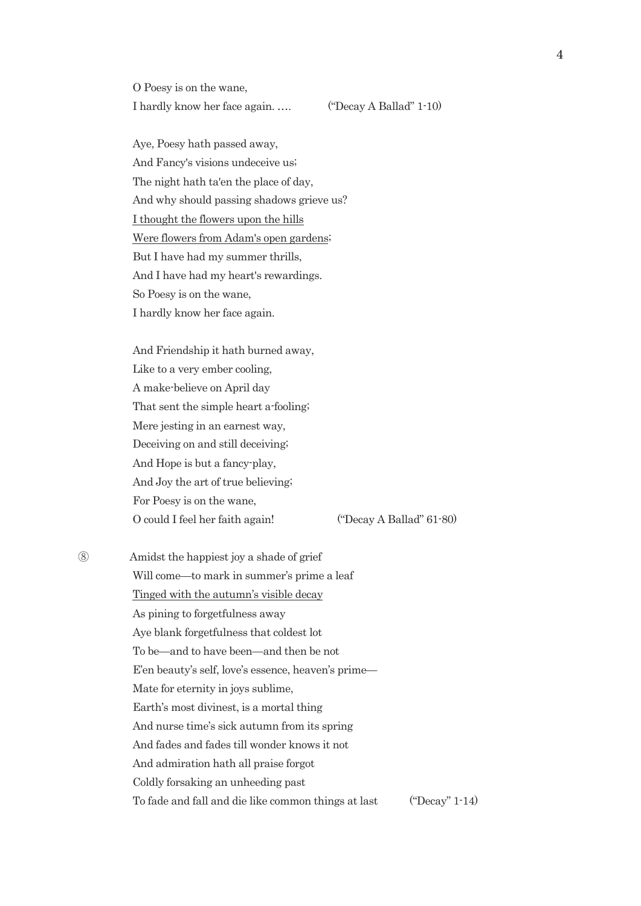O Poesy is on the wane,
I hardly know her face again. …. ("Decay A Ballad" 1-10)

Aye, Poesy hath passed away,
And Fancy's visions undeceive us;
The night hath ta'en the place of day,
And why should passing shadows grieve us?
<u>I thought the flowers upon the hills</u>
<u>Were flowers from Adam's open gardens</u>;
But I have had my summer thrills,
And I have had my heart's rewardings.
So Poesy is on the wane,
I hardly know her face again.

And Friendship it hath burned away,
Like to a very ember cooling,
A make-believe on April day
That sent the simple heart a-fooling;
Mere jesting in an earnest way,
Deceiving on and still deceiving;
And Hope is but a fancy-play,
And Joy the art of true believing;
For Poesy is on the wane,
O could I feel her faith again! ("Decay A Ballad" 61-80)

⑧ Amidst the happiest joy a shade of grief
Will come—to mark in summer's prime a leaf
<u>Tinged with the autumn's visible decay</u>
As pining to forgetfulness away
Aye blank forgetfulness that coldest lot
To be—and to have been—and then be not
E'en beauty's self, love's essence, heaven's prime—
Mate for eternity in joys sublime,
Earth's most divinest, is a mortal thing
And nurse time's sick autumn from its spring
And fades and fades till wonder knows it not
And admiration hath all praise forgot
Coldly forsaking an unheeding past
To fade and fall and die like common things at last ("Decay" 1-14)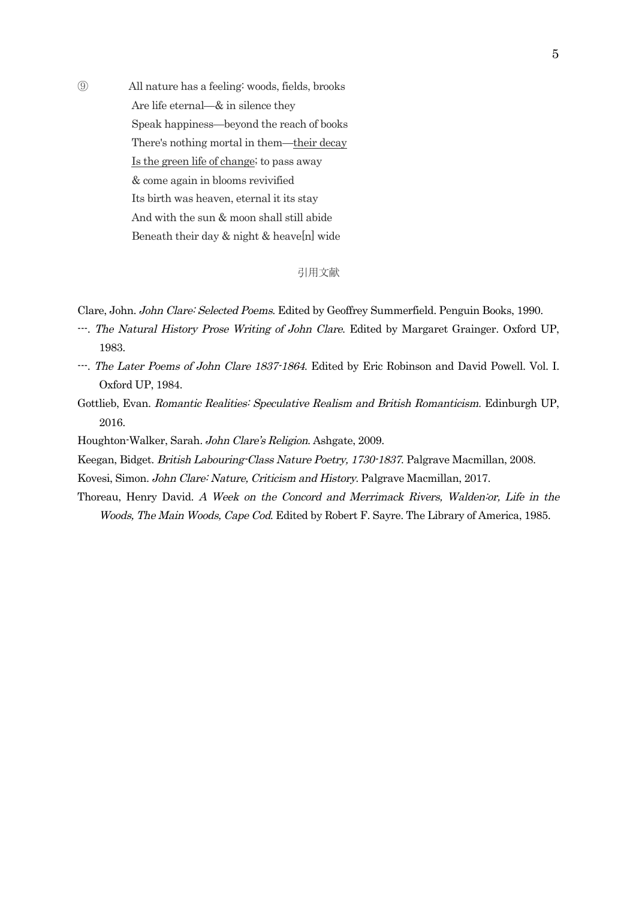⑨ All nature has a feeling: woods, fields, brooks  
Are life eternal—& in silence they  
Speak happiness—beyond the reach of books  
There's nothing mortal in them—<u>their decay</u>  
<u>Is the green life of change</u>; to pass away  
& come again in blooms revivified  
Its birth was heaven, eternal it its stay  
And with the sun & moon shall still abide  
Beneath their day & night & heave[n] wide

## 引用文献

Clare, John. *John Clare: Selected Poems*. Edited by Geoffrey Summerfield. Penguin Books, 1990.

---. *The Natural History Prose Writing of John Clare*. Edited by Margaret Grainger. Oxford UP, 1983.

---. *The Later Poems of John Clare 1837-1864*. Edited by Eric Robinson and David Powell. Vol. I. Oxford UP, 1984.

Gottlieb, Evan. *Romantic Realities: Speculative Realism and British Romanticism*. Edinburgh UP, 2016.

Houghton-Walker, Sarah. *John Clare's Religion*. Ashgate, 2009.

Keegan, Bidget. *British Labouring-Class Nature Poetry, 1730-1837*. Palgrave Macmillan, 2008.

Kovesi, Simon. *John Clare: Nature, Criticism and History*. Palgrave Macmillan, 2017.

Thoreau, Henry David. *A Week on the Concord and Merrimack Rivers, Walden;or, Life in the Woods, The Main Woods, Cape Cod*. Edited by Robert F. Sayre. The Library of America, 1985.